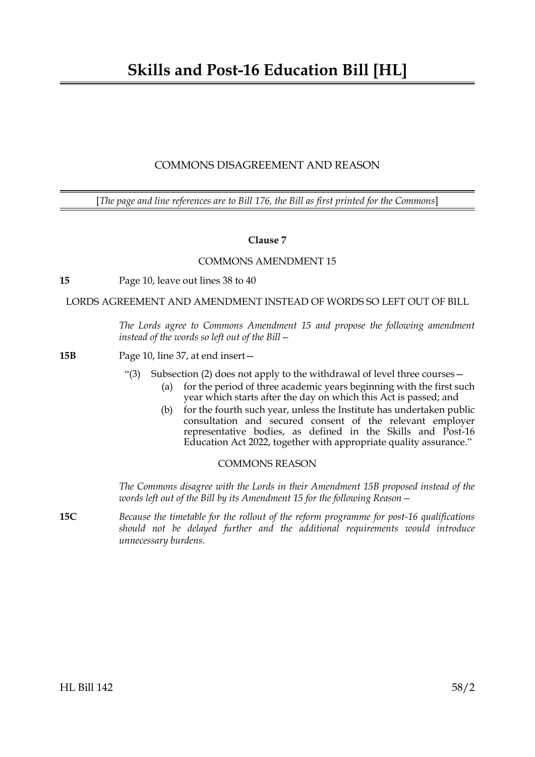# Skills and Post-16 Education Bill [HL]

## COMMONS DISAGREEMENT AND REASON

[*The page and line references are to Bill 176, the Bill as first printed for the Commons*]

### Clause 7

COMMONS AMENDMENT 15

**15** Page 10, leave out lines 38 to 40

LORDS AGREEMENT AND AMENDMENT INSTEAD OF WORDS SO LEFT OUT OF BILL

*The Lords agree to Commons Amendment 15 and propose the following amendment instead of the words so left out of the Bill—*

**15B** Page 10, line 37, at end insert—

"(3) Subsection (2) does not apply to the withdrawal of level three courses—

(a) for the period of three academic years beginning with the first such year which starts after the day on which this Act is passed; and

(b) for the fourth such year, unless the Institute has undertaken public consultation and secured consent of the relevant employer representative bodies, as defined in the Skills and Post-16 Education Act 2022, together with appropriate quality assurance."

COMMONS REASON

*The Commons disagree with the Lords in their Amendment 15B proposed instead of the words left out of the Bill by its Amendment 15 for the following Reason—*

**15C** *Because the timetable for the rollout of the reform programme for post-16 qualifications should not be delayed further and the additional requirements would introduce unnecessary burdens.*

HL Bill 142 58/2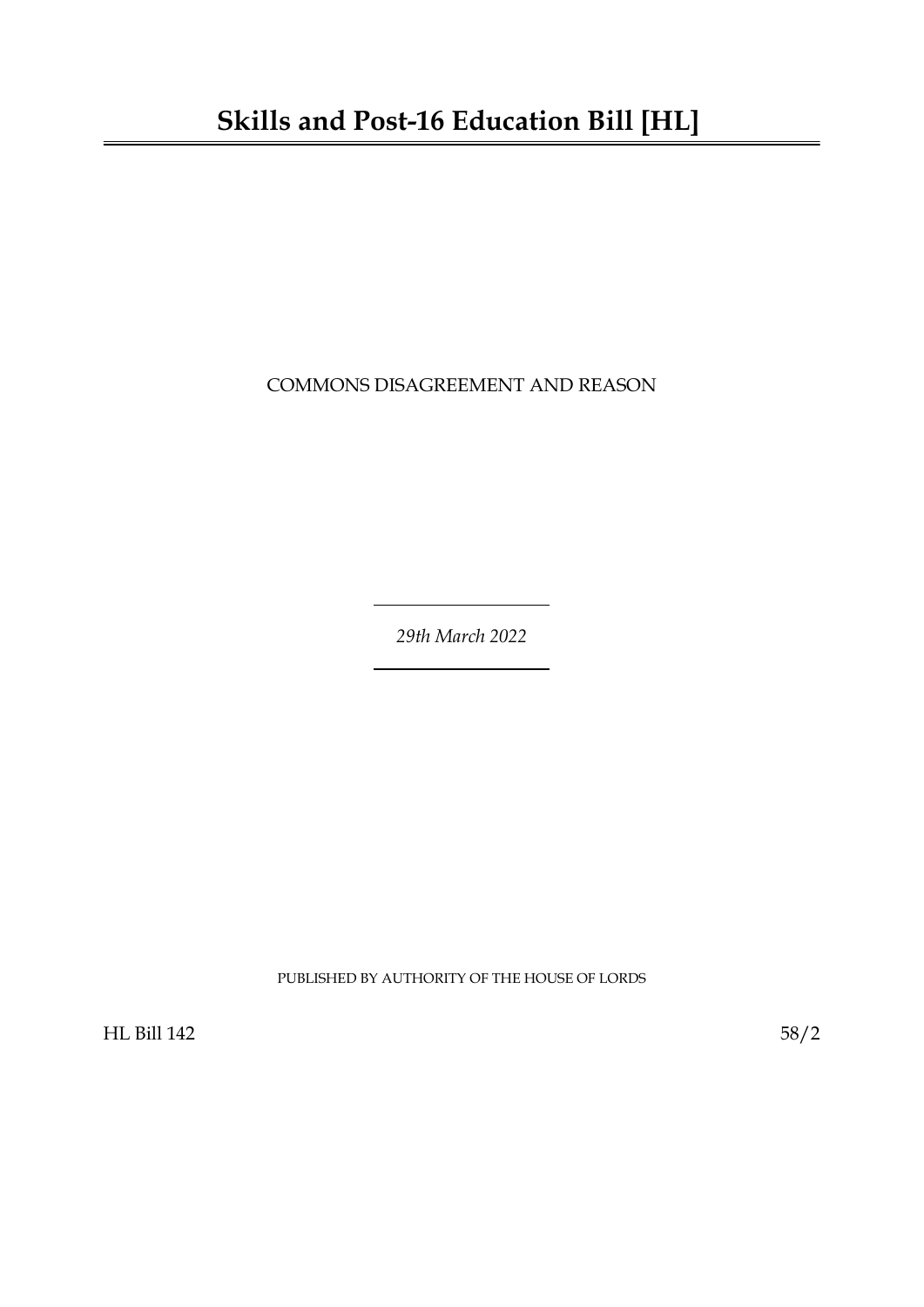# Skills and Post-16 Education Bill [HL]

COMMONS DISAGREEMENT AND REASON

*29th March 2022*

PUBLISHED BY AUTHORITY OF THE HOUSE OF LORDS

HL Bill 142 58/2